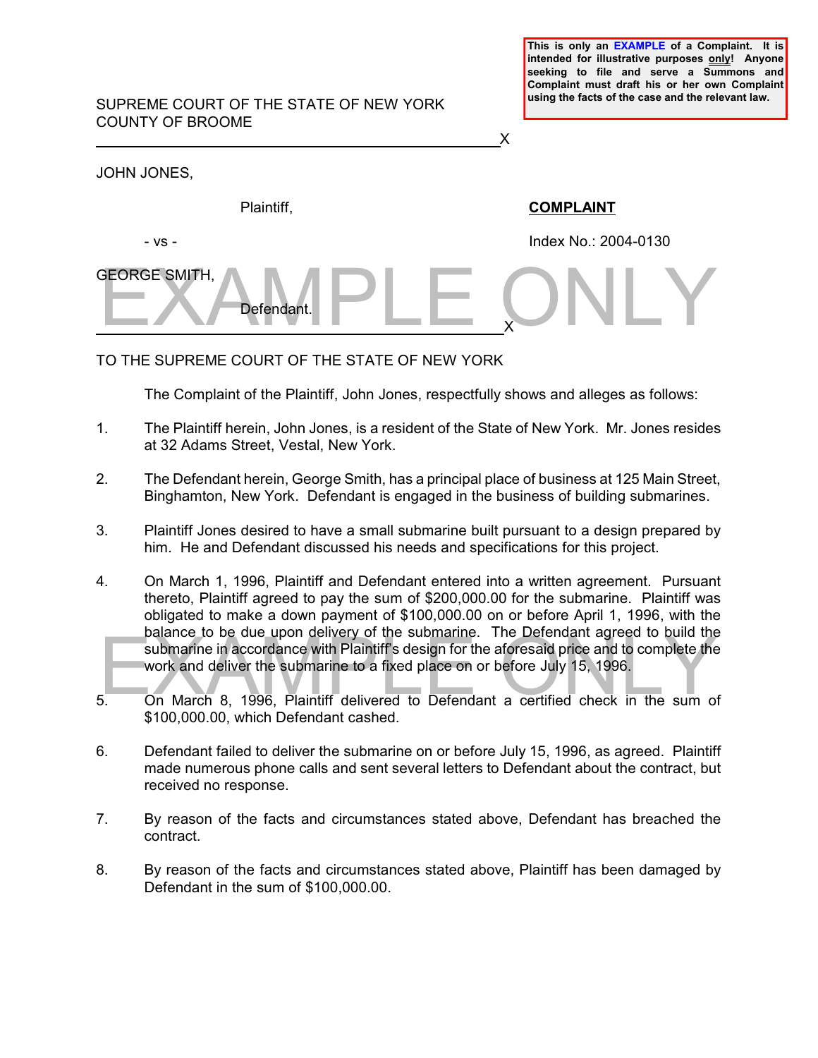**This is only an EXAMPLE of a Complaint. It is intended for illustrative purposes only! Anyone seeking to file and serve a Summons and Complaint must draft his or her own Complaint using the facts of the case and the relevant law.**

SUPREME COURT OF THE STATE OF NEW YORK
COUNTY OF BROOME

---

JOHN JONES,

Plaintiff,

- vs -

GEORGE SMITH,

Defendant.

---

**COMPLAINT**

Index No.: 2004-0130

TO THE SUPREME COURT OF THE STATE OF NEW YORK

The Complaint of the Plaintiff, John Jones, respectfully shows and alleges as follows:

1. The Plaintiff herein, John Jones, is a resident of the State of New York. Mr. Jones resides at 32 Adams Street, Vestal, New York.

2. The Defendant herein, George Smith, has a principal place of business at 125 Main Street, Binghamton, New York. Defendant is engaged in the business of building submarines.

3. Plaintiff Jones desired to have a small submarine built pursuant to a design prepared by him. He and Defendant discussed his needs and specifications for this project.

4. On March 1, 1996, Plaintiff and Defendant entered into a written agreement. Pursuant thereto, Plaintiff agreed to pay the sum of $200,000.00 for the submarine. Plaintiff was obligated to make a down payment of $100,000.00 on or before April 1, 1996, with the balance to be due upon delivery of the submarine. The Defendant agreed to build the submarine in accordance with Plaintiff's design for the aforesaid price and to complete the work and deliver the submarine to a fixed place on or before July 15, 1996.

5. On March 8, 1996, Plaintiff delivered to Defendant a certified check in the sum of $100,000.00, which Defendant cashed.

6. Defendant failed to deliver the submarine on or before July 15, 1996, as agreed. Plaintiff made numerous phone calls and sent several letters to Defendant about the contract, but received no response.

7. By reason of the facts and circumstances stated above, Defendant has breached the contract.

8. By reason of the facts and circumstances stated above, Plaintiff has been damaged by Defendant in the sum of $100,000.00.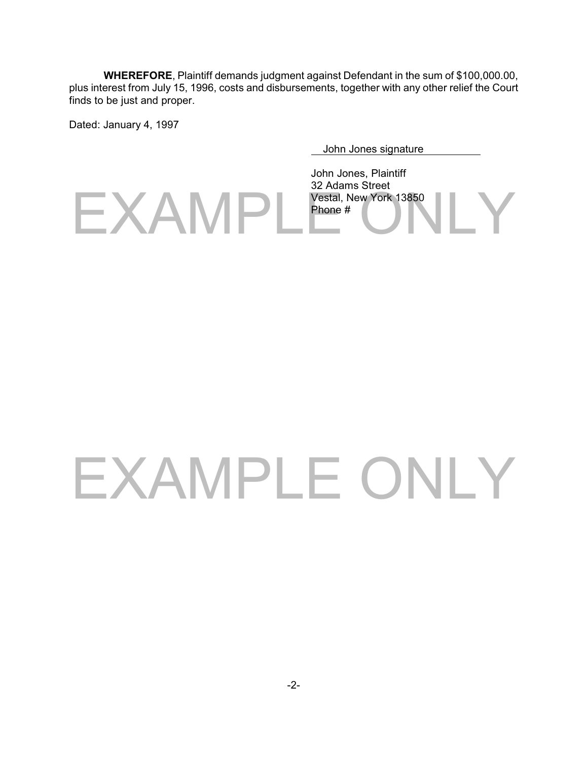**WHEREFORE**, Plaintiff demands judgment against Defendant in the sum of $100,000.00, plus interest from July 15, 1996, costs and disbursements, together with any other relief the Court finds to be just and proper.

Dated: January 4, 1997

John Jones signature

John Jones, Plaintiff
32 Adams Street
Vestal, New York 13850
Phone #

EXAMPLE ONLY

EXAMPLE ONLY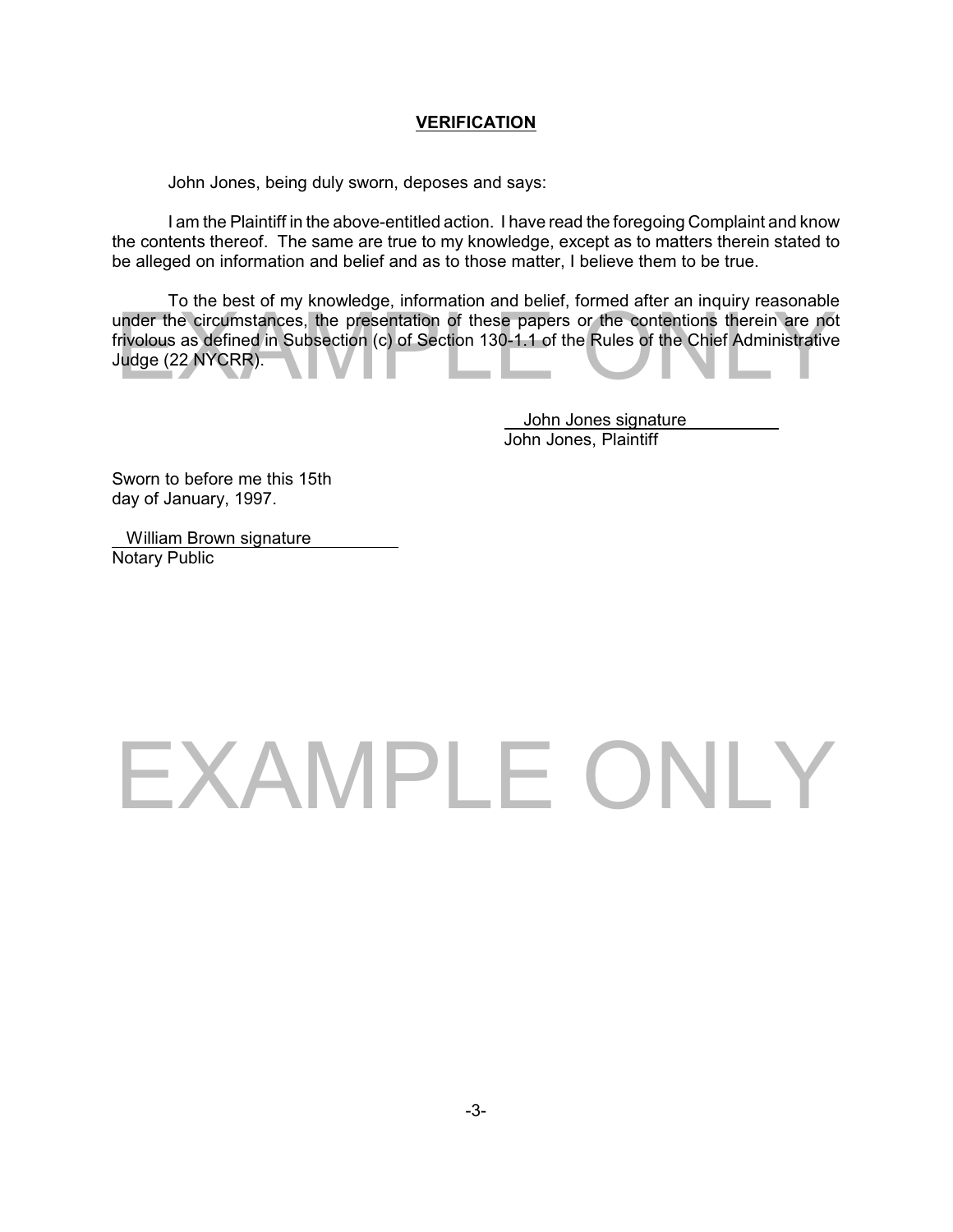**VERIFICATION**

John Jones, being duly sworn, deposes and says:

I am the Plaintiff in the above-entitled action. I have read the foregoing Complaint and know the contents thereof. The same are true to my knowledge, except as to matters therein stated to be alleged on information and belief and as to those matter, I believe them to be true.

To the best of my knowledge, information and belief, formed after an inquiry reasonable under the circumstances, the presentation of these papers or the contentions therein are not frivolous as defined in Subsection (c) of Section 130-1.1 of the Rules of the Chief Administrative Judge (22 NYCRR).

EXAMPLE ONLY

John Jones signature
John Jones, Plaintiff

Sworn to before me this 15th
day of January, 1997.

William Brown signature
Notary Public

EXAMPLE ONLY